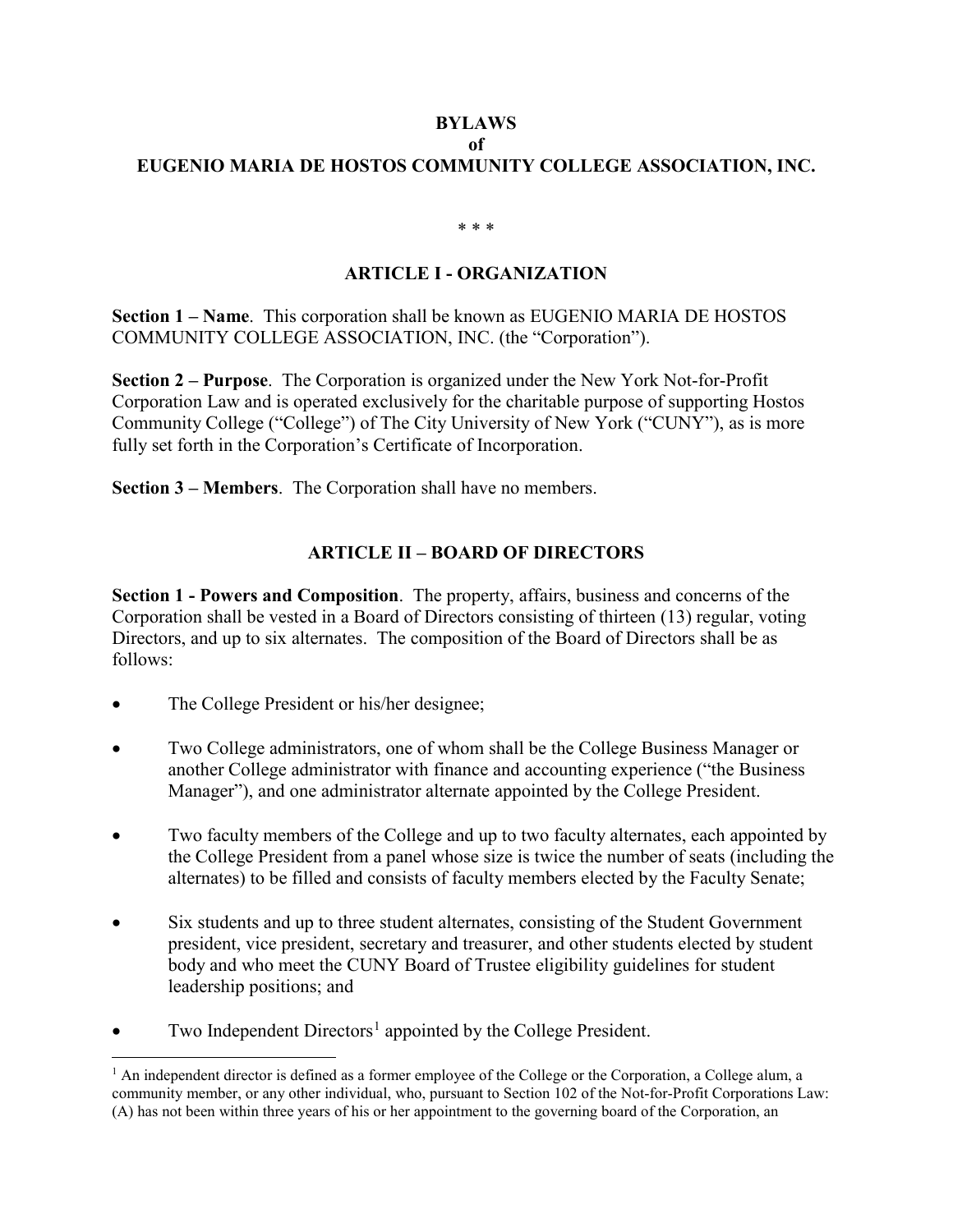# BYLAWS
# of
# EUGENIO MARIA DE HOSTOS COMMUNITY COLLEGE ASSOCIATION, INC.

\* \* \*

## ARTICLE I - ORGANIZATION

**Section 1 – Name**. This corporation shall be known as EUGENIO MARIA DE HOSTOS COMMUNITY COLLEGE ASSOCIATION, INC. (the "Corporation").

**Section 2 – Purpose**. The Corporation is organized under the New York Not-for-Profit Corporation Law and is operated exclusively for the charitable purpose of supporting Hostos Community College ("College") of The City University of New York ("CUNY"), as is more fully set forth in the Corporation's Certificate of Incorporation.

**Section 3 – Members**. The Corporation shall have no members.

## ARTICLE II – BOARD OF DIRECTORS

**Section 1 - Powers and Composition**. The property, affairs, business and concerns of the Corporation shall be vested in a Board of Directors consisting of thirteen (13) regular, voting Directors, and up to six alternates. The composition of the Board of Directors shall be as follows:

- The College President or his/her designee;
- Two College administrators, one of whom shall be the College Business Manager or another College administrator with finance and accounting experience ("the Business Manager"), and one administrator alternate appointed by the College President.
- Two faculty members of the College and up to two faculty alternates, each appointed by the College President from a panel whose size is twice the number of seats (including the alternates) to be filled and consists of faculty members elected by the Faculty Senate;
- Six students and up to three student alternates, consisting of the Student Government president, vice president, secretary and treasurer, and other students elected by student body and who meet the CUNY Board of Trustee eligibility guidelines for student leadership positions; and
- Two Independent Directors[1] appointed by the College President.

[1] An independent director is defined as a former employee of the College or the Corporation, a College alum, a community member, or any other individual, who, pursuant to Section 102 of the Not-for-Profit Corporations Law: (A) has not been within three years of his or her appointment to the governing board of the Corporation, an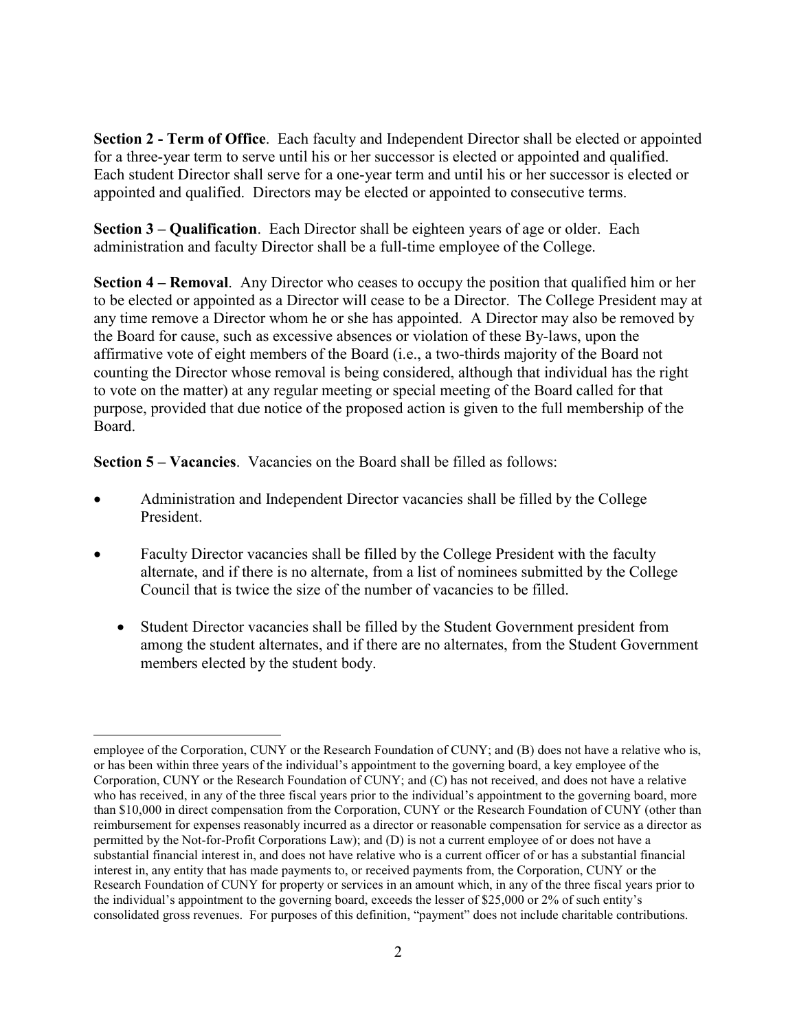**Section 2 - Term of Office**. Each faculty and Independent Director shall be elected or appointed for a three-year term to serve until his or her successor is elected or appointed and qualified. Each student Director shall serve for a one-year term and until his or her successor is elected or appointed and qualified. Directors may be elected or appointed to consecutive terms.

**Section 3 – Qualification**. Each Director shall be eighteen years of age or older. Each administration and faculty Director shall be a full-time employee of the College.

**Section 4 – Removal**. Any Director who ceases to occupy the position that qualified him or her to be elected or appointed as a Director will cease to be a Director. The College President may at any time remove a Director whom he or she has appointed. A Director may also be removed by the Board for cause, such as excessive absences or violation of these By-laws, upon the affirmative vote of eight members of the Board (i.e., a two-thirds majority of the Board not counting the Director whose removal is being considered, although that individual has the right to vote on the matter) at any regular meeting or special meeting of the Board called for that purpose, provided that due notice of the proposed action is given to the full membership of the Board.

**Section 5 – Vacancies**. Vacancies on the Board shall be filled as follows:

- Administration and Independent Director vacancies shall be filled by the College President.
- Faculty Director vacancies shall be filled by the College President with the faculty alternate, and if there is no alternate, from a list of nominees submitted by the College Council that is twice the size of the number of vacancies to be filled.
    - Student Director vacancies shall be filled by the Student Government president from among the student alternates, and if there are no alternates, from the Student Government members elected by the student body.

---

employee of the Corporation, CUNY or the Research Foundation of CUNY; and (B) does not have a relative who is, or has been within three years of the individual's appointment to the governing board, a key employee of the Corporation, CUNY or the Research Foundation of CUNY; and (C) has not received, and does not have a relative who has received, in any of the three fiscal years prior to the individual's appointment to the governing board, more than $10,000 in direct compensation from the Corporation, CUNY or the Research Foundation of CUNY (other than reimbursement for expenses reasonably incurred as a director or reasonable compensation for service as a director as permitted by the Not-for-Profit Corporations Law); and (D) is not a current employee of or does not have a substantial financial interest in, and does not have relative who is a current officer of or has a substantial financial interest in, any entity that has made payments to, or received payments from, the Corporation, CUNY or the Research Foundation of CUNY for property or services in an amount which, in any of the three fiscal years prior to the individual's appointment to the governing board, exceeds the lesser of $25,000 or 2% of such entity's consolidated gross revenues. For purposes of this definition, "payment" does not include charitable contributions.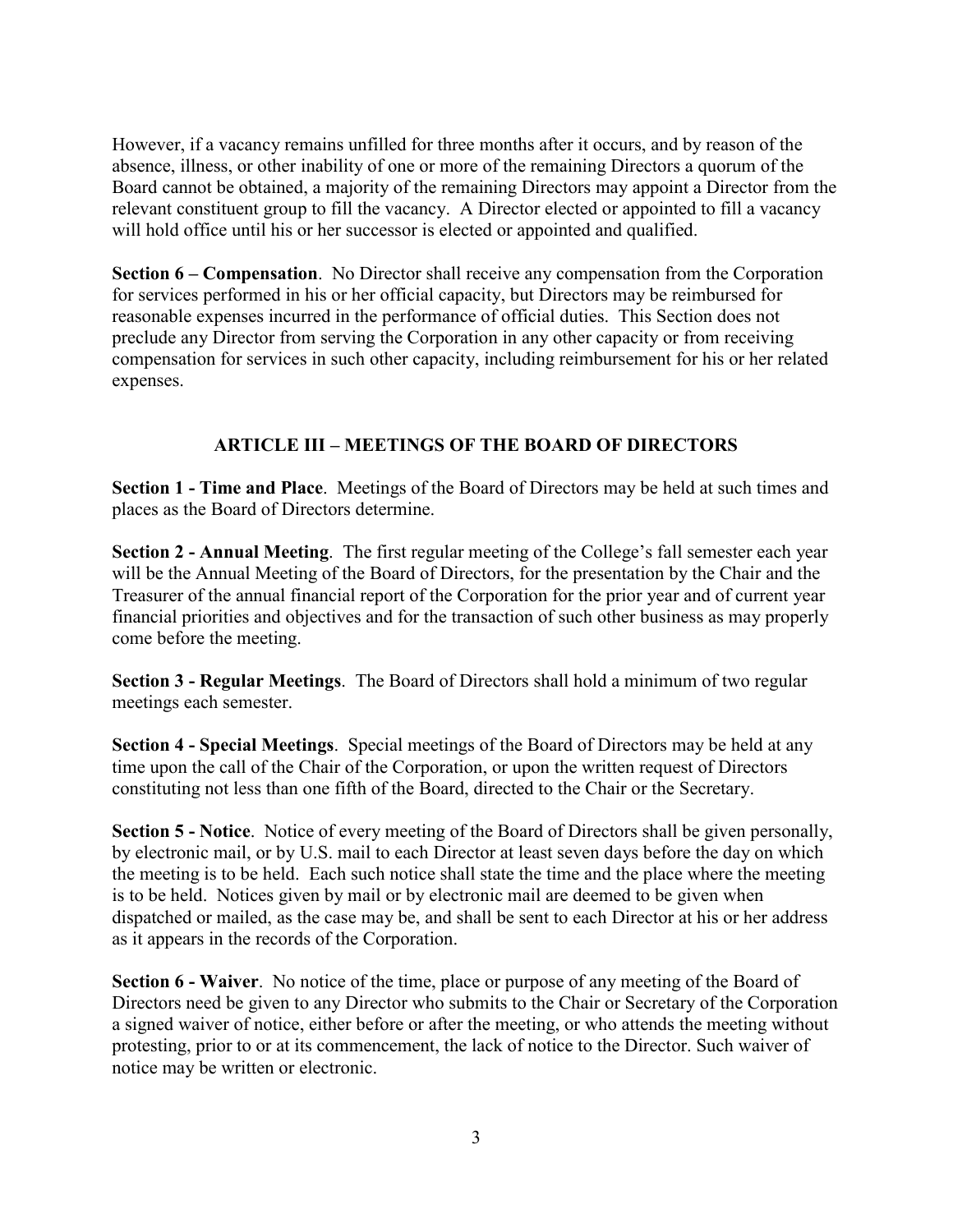However, if a vacancy remains unfilled for three months after it occurs, and by reason of the absence, illness, or other inability of one or more of the remaining Directors a quorum of the Board cannot be obtained, a majority of the remaining Directors may appoint a Director from the relevant constituent group to fill the vacancy. A Director elected or appointed to fill a vacancy will hold office until his or her successor is elected or appointed and qualified.

**Section 6 – Compensation**. No Director shall receive any compensation from the Corporation for services performed in his or her official capacity, but Directors may be reimbursed for reasonable expenses incurred in the performance of official duties. This Section does not preclude any Director from serving the Corporation in any other capacity or from receiving compensation for services in such other capacity, including reimbursement for his or her related expenses.

## ARTICLE III – MEETINGS OF THE BOARD OF DIRECTORS

**Section 1 - Time and Place**. Meetings of the Board of Directors may be held at such times and places as the Board of Directors determine.

**Section 2 - Annual Meeting**. The first regular meeting of the College's fall semester each year will be the Annual Meeting of the Board of Directors, for the presentation by the Chair and the Treasurer of the annual financial report of the Corporation for the prior year and of current year financial priorities and objectives and for the transaction of such other business as may properly come before the meeting.

**Section 3 - Regular Meetings**. The Board of Directors shall hold a minimum of two regular meetings each semester.

**Section 4 - Special Meetings**. Special meetings of the Board of Directors may be held at any time upon the call of the Chair of the Corporation, or upon the written request of Directors constituting not less than one fifth of the Board, directed to the Chair or the Secretary.

**Section 5 - Notice**. Notice of every meeting of the Board of Directors shall be given personally, by electronic mail, or by U.S. mail to each Director at least seven days before the day on which the meeting is to be held. Each such notice shall state the time and the place where the meeting is to be held. Notices given by mail or by electronic mail are deemed to be given when dispatched or mailed, as the case may be, and shall be sent to each Director at his or her address as it appears in the records of the Corporation.

**Section 6 - Waiver**. No notice of the time, place or purpose of any meeting of the Board of Directors need be given to any Director who submits to the Chair or Secretary of the Corporation a signed waiver of notice, either before or after the meeting, or who attends the meeting without protesting, prior to or at its commencement, the lack of notice to the Director. Such waiver of notice may be written or electronic.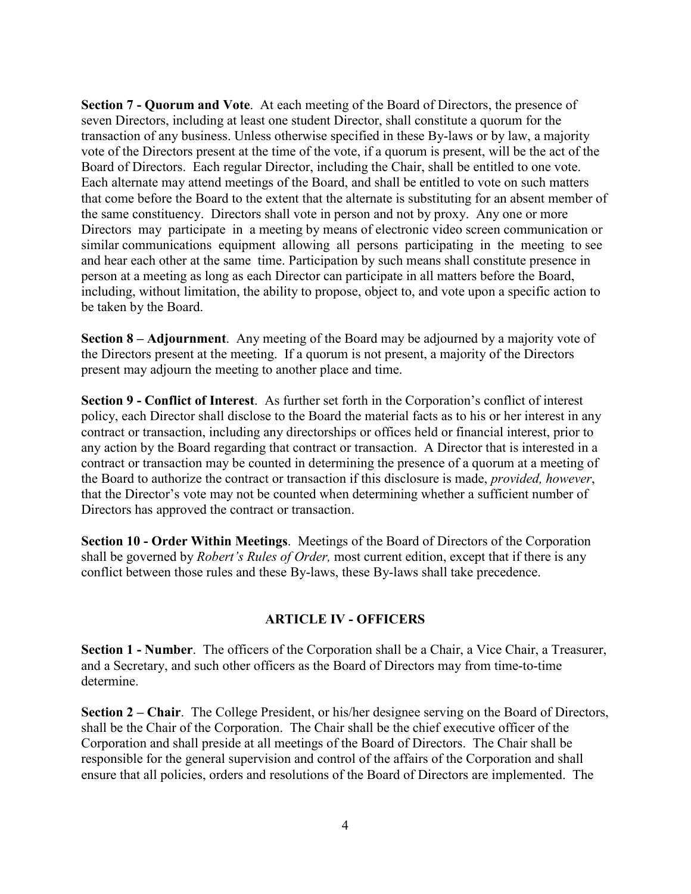**Section 7 - Quorum and Vote**. At each meeting of the Board of Directors, the presence of seven Directors, including at least one student Director, shall constitute a quorum for the transaction of any business. Unless otherwise specified in these By-laws or by law, a majority vote of the Directors present at the time of the vote, if a quorum is present, will be the act of the Board of Directors. Each regular Director, including the Chair, shall be entitled to one vote. Each alternate may attend meetings of the Board, and shall be entitled to vote on such matters that come before the Board to the extent that the alternate is substituting for an absent member of the same constituency. Directors shall vote in person and not by proxy. Any one or more Directors may participate in a meeting by means of electronic video screen communication or similar communications equipment allowing all persons participating in the meeting to see and hear each other at the same time. Participation by such means shall constitute presence in person at a meeting as long as each Director can participate in all matters before the Board, including, without limitation, the ability to propose, object to, and vote upon a specific action to be taken by the Board.

**Section 8 – Adjournment**. Any meeting of the Board may be adjourned by a majority vote of the Directors present at the meeting. If a quorum is not present, a majority of the Directors present may adjourn the meeting to another place and time.

**Section 9 - Conflict of Interest**. As further set forth in the Corporation's conflict of interest policy, each Director shall disclose to the Board the material facts as to his or her interest in any contract or transaction, including any directorships or offices held or financial interest, prior to any action by the Board regarding that contract or transaction. A Director that is interested in a contract or transaction may be counted in determining the presence of a quorum at a meeting of the Board to authorize the contract or transaction if this disclosure is made, *provided, however*, that the Director's vote may not be counted when determining whether a sufficient number of Directors has approved the contract or transaction.

**Section 10 - Order Within Meetings**. Meetings of the Board of Directors of the Corporation shall be governed by *Robert's Rules of Order,* most current edition, except that if there is any conflict between those rules and these By-laws, these By-laws shall take precedence.

## ARTICLE IV - OFFICERS

**Section 1 - Number**. The officers of the Corporation shall be a Chair, a Vice Chair, a Treasurer, and a Secretary, and such other officers as the Board of Directors may from time-to-time determine.

**Section 2 – Chair**. The College President, or his/her designee serving on the Board of Directors, shall be the Chair of the Corporation. The Chair shall be the chief executive officer of the Corporation and shall preside at all meetings of the Board of Directors. The Chair shall be responsible for the general supervision and control of the affairs of the Corporation and shall ensure that all policies, orders and resolutions of the Board of Directors are implemented. The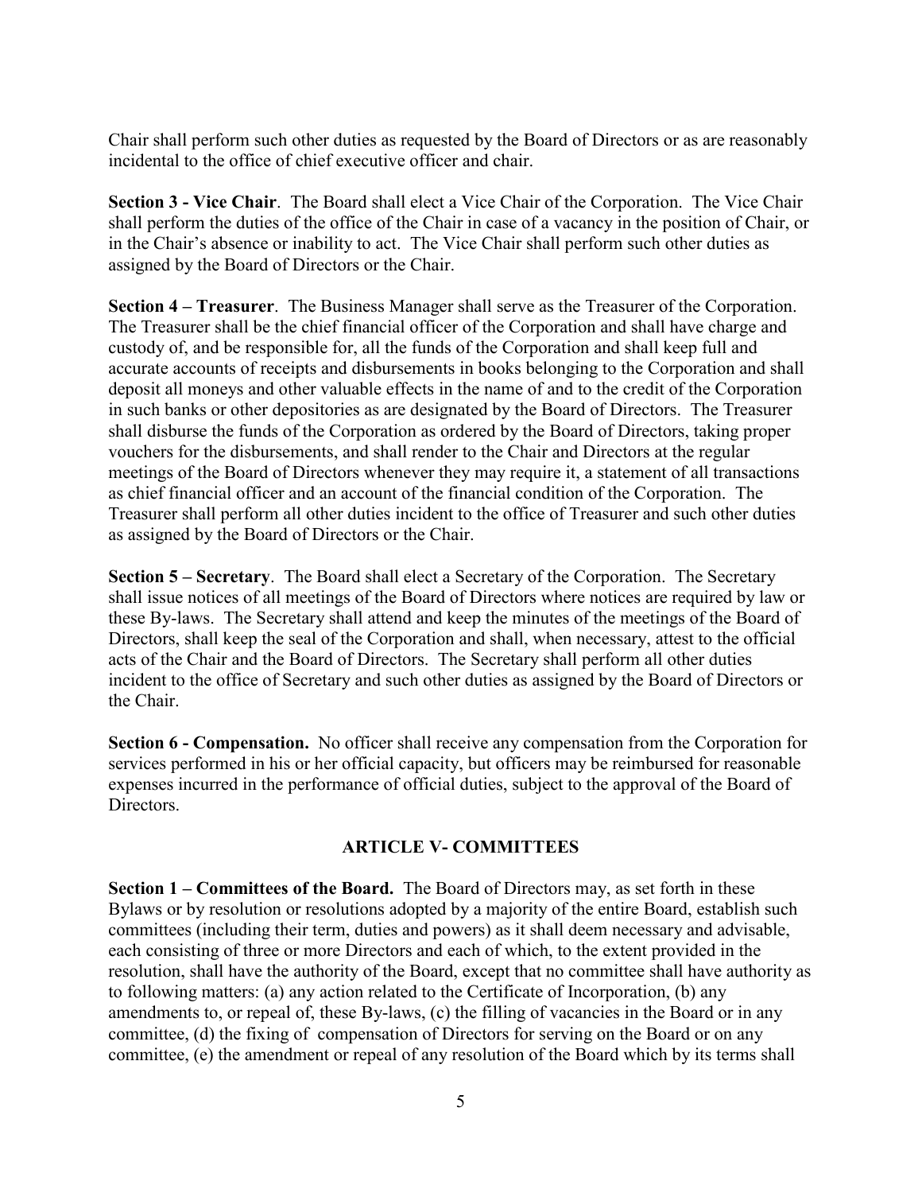Chair shall perform such other duties as requested by the Board of Directors or as are reasonably incidental to the office of chief executive officer and chair.

**Section 3 - Vice Chair**. The Board shall elect a Vice Chair of the Corporation. The Vice Chair shall perform the duties of the office of the Chair in case of a vacancy in the position of Chair, or in the Chair's absence or inability to act. The Vice Chair shall perform such other duties as assigned by the Board of Directors or the Chair.

**Section 4 – Treasurer**. The Business Manager shall serve as the Treasurer of the Corporation. The Treasurer shall be the chief financial officer of the Corporation and shall have charge and custody of, and be responsible for, all the funds of the Corporation and shall keep full and accurate accounts of receipts and disbursements in books belonging to the Corporation and shall deposit all moneys and other valuable effects in the name of and to the credit of the Corporation in such banks or other depositories as are designated by the Board of Directors. The Treasurer shall disburse the funds of the Corporation as ordered by the Board of Directors, taking proper vouchers for the disbursements, and shall render to the Chair and Directors at the regular meetings of the Board of Directors whenever they may require it, a statement of all transactions as chief financial officer and an account of the financial condition of the Corporation. The Treasurer shall perform all other duties incident to the office of Treasurer and such other duties as assigned by the Board of Directors or the Chair.

**Section 5 – Secretary**. The Board shall elect a Secretary of the Corporation. The Secretary shall issue notices of all meetings of the Board of Directors where notices are required by law or these By-laws. The Secretary shall attend and keep the minutes of the meetings of the Board of Directors, shall keep the seal of the Corporation and shall, when necessary, attest to the official acts of the Chair and the Board of Directors. The Secretary shall perform all other duties incident to the office of Secretary and such other duties as assigned by the Board of Directors or the Chair.

**Section 6 - Compensation.** No officer shall receive any compensation from the Corporation for services performed in his or her official capacity, but officers may be reimbursed for reasonable expenses incurred in the performance of official duties, subject to the approval of the Board of Directors.

## ARTICLE V- COMMITTEES

**Section 1 – Committees of the Board.** The Board of Directors may, as set forth in these Bylaws or by resolution or resolutions adopted by a majority of the entire Board, establish such committees (including their term, duties and powers) as it shall deem necessary and advisable, each consisting of three or more Directors and each of which, to the extent provided in the resolution, shall have the authority of the Board, except that no committee shall have authority as to following matters: (a) any action related to the Certificate of Incorporation, (b) any amendments to, or repeal of, these By-laws, (c) the filling of vacancies in the Board or in any committee, (d) the fixing of compensation of Directors for serving on the Board or on any committee, (e) the amendment or repeal of any resolution of the Board which by its terms shall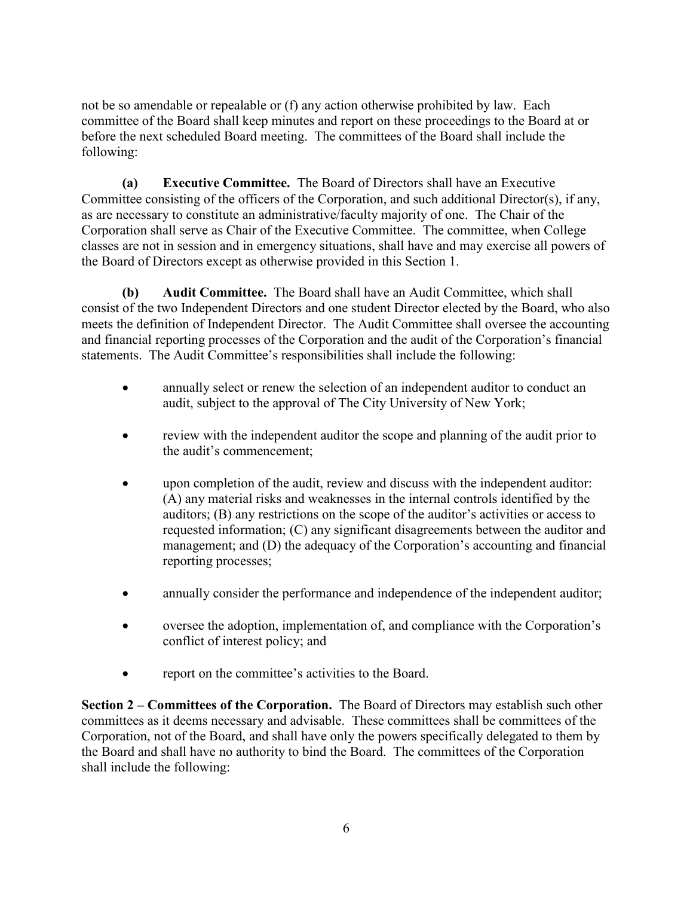not be so amendable or repealable or (f) any action otherwise prohibited by law. Each committee of the Board shall keep minutes and report on these proceedings to the Board at or before the next scheduled Board meeting. The committees of the Board shall include the following:

**(a) Executive Committee.** The Board of Directors shall have an Executive Committee consisting of the officers of the Corporation, and such additional Director(s), if any, as are necessary to constitute an administrative/faculty majority of one. The Chair of the Corporation shall serve as Chair of the Executive Committee. The committee, when College classes are not in session and in emergency situations, shall have and may exercise all powers of the Board of Directors except as otherwise provided in this Section 1.

**(b) Audit Committee.** The Board shall have an Audit Committee, which shall consist of the two Independent Directors and one student Director elected by the Board, who also meets the definition of Independent Director. The Audit Committee shall oversee the accounting and financial reporting processes of the Corporation and the audit of the Corporation's financial statements. The Audit Committee's responsibilities shall include the following:

- annually select or renew the selection of an independent auditor to conduct an audit, subject to the approval of The City University of New York;
- review with the independent auditor the scope and planning of the audit prior to the audit's commencement;
- upon completion of the audit, review and discuss with the independent auditor: (A) any material risks and weaknesses in the internal controls identified by the auditors; (B) any restrictions on the scope of the auditor's activities or access to requested information; (C) any significant disagreements between the auditor and management; and (D) the adequacy of the Corporation's accounting and financial reporting processes;
- annually consider the performance and independence of the independent auditor;
- oversee the adoption, implementation of, and compliance with the Corporation's conflict of interest policy; and
- report on the committee's activities to the Board.

**Section 2 – Committees of the Corporation.** The Board of Directors may establish such other committees as it deems necessary and advisable. These committees shall be committees of the Corporation, not of the Board, and shall have only the powers specifically delegated to them by the Board and shall have no authority to bind the Board. The committees of the Corporation shall include the following: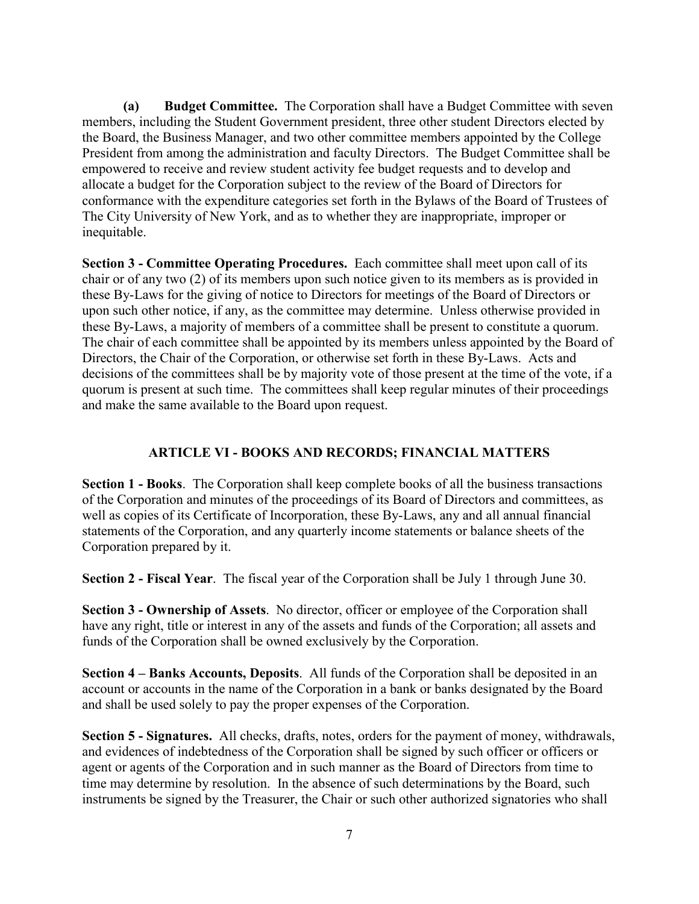**(a) Budget Committee.** The Corporation shall have a Budget Committee with seven members, including the Student Government president, three other student Directors elected by the Board, the Business Manager, and two other committee members appointed by the College President from among the administration and faculty Directors. The Budget Committee shall be empowered to receive and review student activity fee budget requests and to develop and allocate a budget for the Corporation subject to the review of the Board of Directors for conformance with the expenditure categories set forth in the Bylaws of the Board of Trustees of The City University of New York, and as to whether they are inappropriate, improper or inequitable.

**Section 3 - Committee Operating Procedures.** Each committee shall meet upon call of its chair or of any two (2) of its members upon such notice given to its members as is provided in these By-Laws for the giving of notice to Directors for meetings of the Board of Directors or upon such other notice, if any, as the committee may determine. Unless otherwise provided in these By-Laws, a majority of members of a committee shall be present to constitute a quorum. The chair of each committee shall be appointed by its members unless appointed by the Board of Directors, the Chair of the Corporation, or otherwise set forth in these By-Laws. Acts and decisions of the committees shall be by majority vote of those present at the time of the vote, if a quorum is present at such time. The committees shall keep regular minutes of their proceedings and make the same available to the Board upon request.

## ARTICLE VI - BOOKS AND RECORDS; FINANCIAL MATTERS

**Section 1 - Books**. The Corporation shall keep complete books of all the business transactions of the Corporation and minutes of the proceedings of its Board of Directors and committees, as well as copies of its Certificate of Incorporation, these By-Laws, any and all annual financial statements of the Corporation, and any quarterly income statements or balance sheets of the Corporation prepared by it.

**Section 2 - Fiscal Year**. The fiscal year of the Corporation shall be July 1 through June 30.

**Section 3 - Ownership of Assets**. No director, officer or employee of the Corporation shall have any right, title or interest in any of the assets and funds of the Corporation; all assets and funds of the Corporation shall be owned exclusively by the Corporation.

**Section 4 – Banks Accounts, Deposits**. All funds of the Corporation shall be deposited in an account or accounts in the name of the Corporation in a bank or banks designated by the Board and shall be used solely to pay the proper expenses of the Corporation.

**Section 5 - Signatures.** All checks, drafts, notes, orders for the payment of money, withdrawals, and evidences of indebtedness of the Corporation shall be signed by such officer or officers or agent or agents of the Corporation and in such manner as the Board of Directors from time to time may determine by resolution. In the absence of such determinations by the Board, such instruments be signed by the Treasurer, the Chair or such other authorized signatories who shall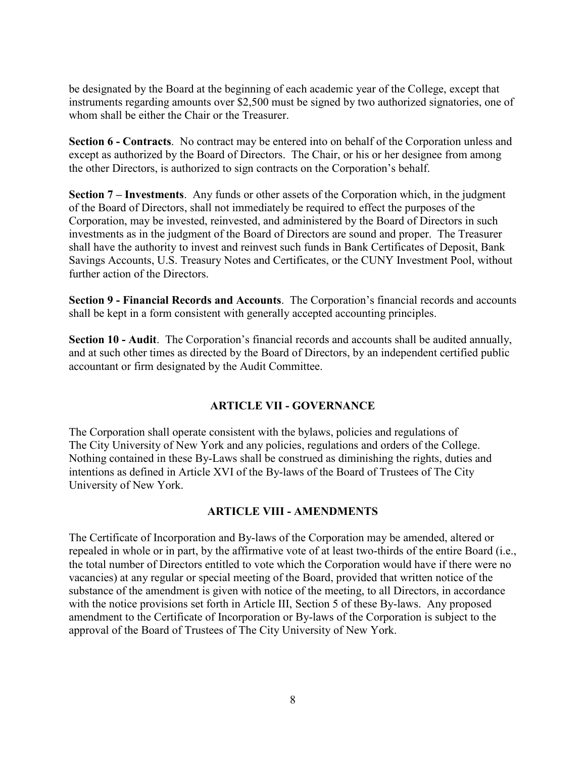be designated by the Board at the beginning of each academic year of the College, except that instruments regarding amounts over $2,500 must be signed by two authorized signatories, one of whom shall be either the Chair or the Treasurer.

**Section 6 - Contracts**. No contract may be entered into on behalf of the Corporation unless and except as authorized by the Board of Directors. The Chair, or his or her designee from among the other Directors, is authorized to sign contracts on the Corporation's behalf.

**Section 7 – Investments**. Any funds or other assets of the Corporation which, in the judgment of the Board of Directors, shall not immediately be required to effect the purposes of the Corporation, may be invested, reinvested, and administered by the Board of Directors in such investments as in the judgment of the Board of Directors are sound and proper. The Treasurer shall have the authority to invest and reinvest such funds in Bank Certificates of Deposit, Bank Savings Accounts, U.S. Treasury Notes and Certificates, or the CUNY Investment Pool, without further action of the Directors.

**Section 9 - Financial Records and Accounts**. The Corporation's financial records and accounts shall be kept in a form consistent with generally accepted accounting principles.

**Section 10 - Audit**. The Corporation's financial records and accounts shall be audited annually, and at such other times as directed by the Board of Directors, by an independent certified public accountant or firm designated by the Audit Committee.

## ARTICLE VII - GOVERNANCE

The Corporation shall operate consistent with the bylaws, policies and regulations of The City University of New York and any policies, regulations and orders of the College. Nothing contained in these By-Laws shall be construed as diminishing the rights, duties and intentions as defined in Article XVI of the By-laws of the Board of Trustees of The City University of New York.

## ARTICLE VIII - AMENDMENTS

The Certificate of Incorporation and By-laws of the Corporation may be amended, altered or repealed in whole or in part, by the affirmative vote of at least two-thirds of the entire Board (i.e., the total number of Directors entitled to vote which the Corporation would have if there were no vacancies) at any regular or special meeting of the Board, provided that written notice of the substance of the amendment is given with notice of the meeting, to all Directors, in accordance with the notice provisions set forth in Article III, Section 5 of these By-laws. Any proposed amendment to the Certificate of Incorporation or By-laws of the Corporation is subject to the approval of the Board of Trustees of The City University of New York.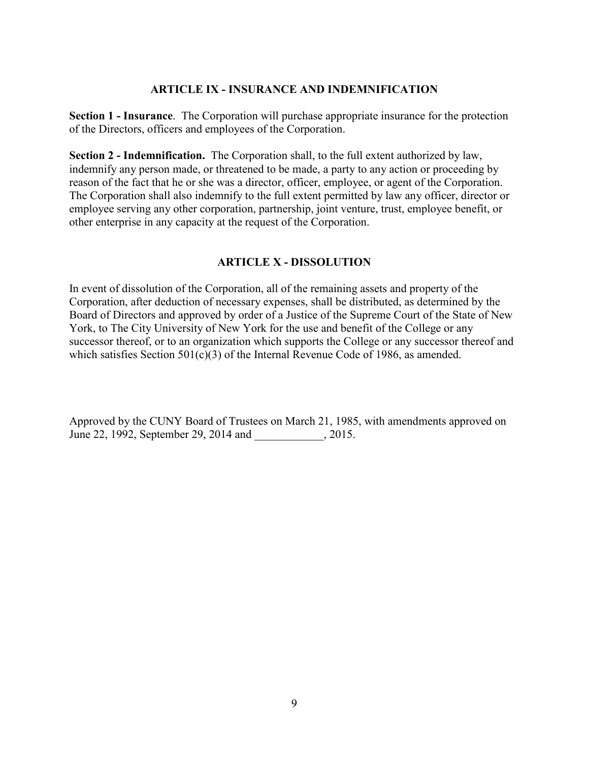## ARTICLE IX - INSURANCE AND INDEMNIFICATION

**Section 1 - Insurance**. The Corporation will purchase appropriate insurance for the protection of the Directors, officers and employees of the Corporation.

**Section 2 - Indemnification.** The Corporation shall, to the full extent authorized by law, indemnify any person made, or threatened to be made, a party to any action or proceeding by reason of the fact that he or she was a director, officer, employee, or agent of the Corporation. The Corporation shall also indemnify to the full extent permitted by law any officer, director or employee serving any other corporation, partnership, joint venture, trust, employee benefit, or other enterprise in any capacity at the request of the Corporation.

## ARTICLE X - DISSOLUTION

In event of dissolution of the Corporation, all of the remaining assets and property of the Corporation, after deduction of necessary expenses, shall be distributed, as determined by the Board of Directors and approved by order of a Justice of the Supreme Court of the State of New York, to The City University of New York for the use and benefit of the College or any successor thereof, or to an organization which supports the College or any successor thereof and which satisfies Section 501(c)(3) of the Internal Revenue Code of 1986, as amended.

Approved by the CUNY Board of Trustees on March 21, 1985, with amendments approved on June 22, 1992, September 29, 2014 and ____________, 2015.